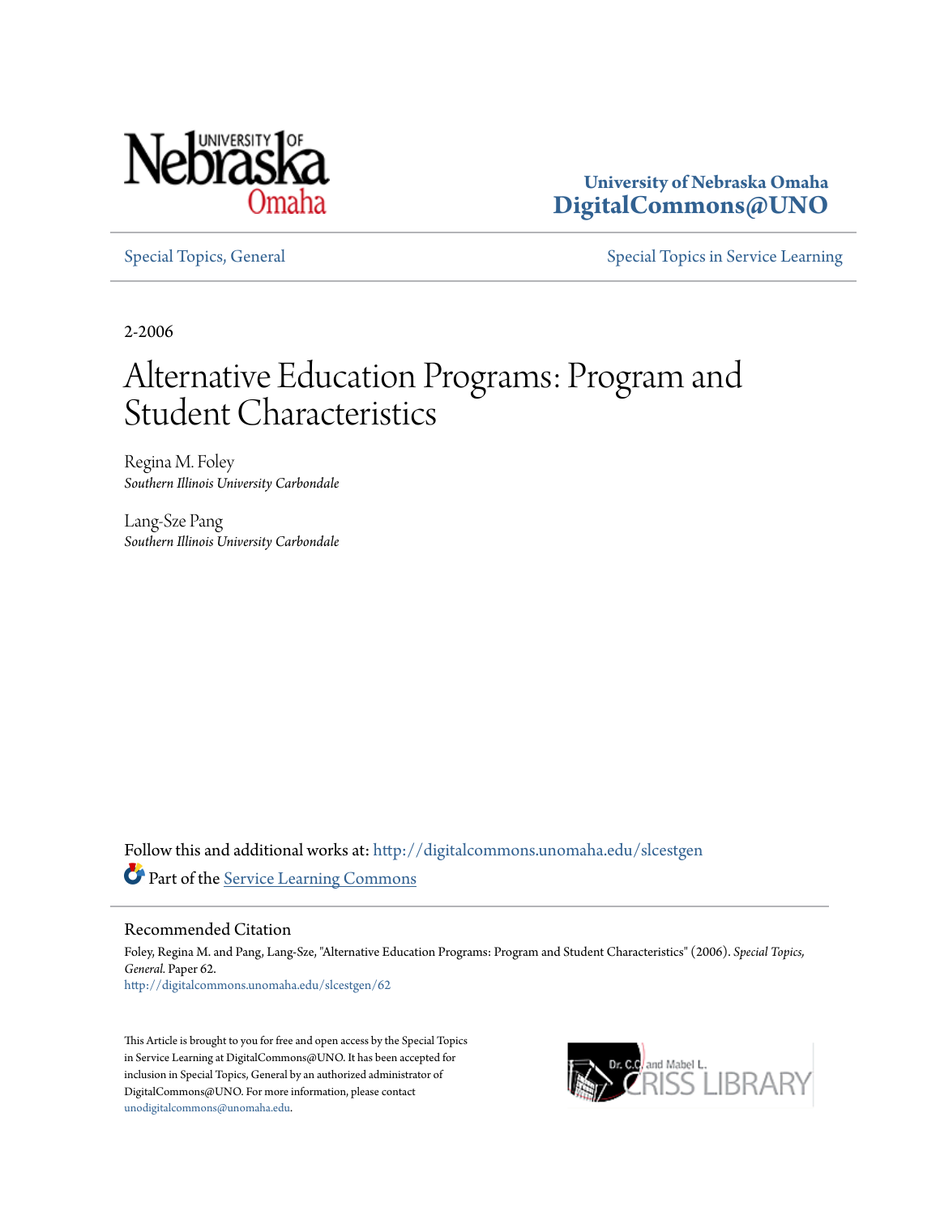University of Nebraska Omaha
**DigitalCommons@UNO**

Special Topics, General | Special Topics in Service Learning

2-2006

# Alternative Education Programs: Program and Student Characteristics

Regina M. Foley
*Southern Illinois University Carbondale*

Lang-Sze Pang
*Southern Illinois University Carbondale*

Follow this and additional works at: http://digitalcommons.unomaha.edu/slcestgen

Part of the Service Learning Commons

## Recommended Citation

Foley, Regina M. and Pang, Lang-Sze, "Alternative Education Programs: Program and Student Characteristics" (2006). *Special Topics, General.* Paper 62.
http://digitalcommons.unomaha.edu/slcestgen/62

This Article is brought to you for free and open access by the Special Topics in Service Learning at DigitalCommons@UNO. It has been accepted for inclusion in Special Topics, General by an authorized administrator of DigitalCommons@UNO. For more information, please contact unodigitalcommons@unomaha.edu.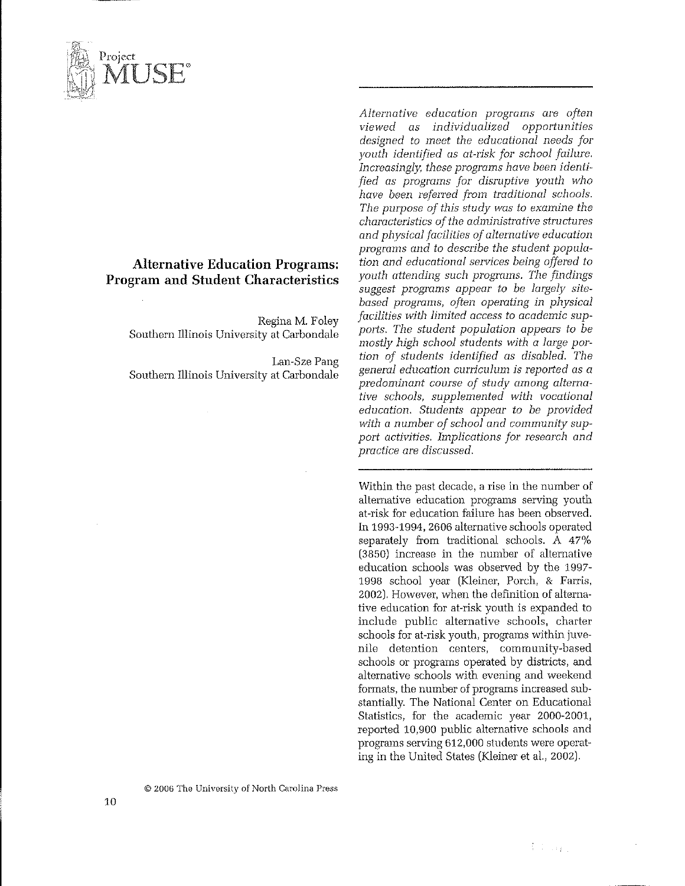## Alternative Education Programs: Program and Student Characteristics

Regina M. Foley
Southern Illinois University at Carbondale

Lan-Sze Pang
Southern Illinois University at Carbondale

*Alternative education programs are often viewed as individualized opportunities designed to meet the educational needs for youth identified as at-risk for school failure. Increasingly, these programs have been identified as programs for disruptive youth who have been referred from traditional schools. The purpose of this study was to examine the characteristics of the administrative structures and physical facilities of alternative education programs and to describe the student population and educational services being offered to youth attending such programs. The findings suggest programs appear to be largely site-based programs, often operating in physical facilities with limited access to academic supports. The student population appears to be mostly high school students with a large portion of students identified as disabled. The general education curriculum is reported as a predominant course of study among alternative schools, supplemented with vocational education. Students appear to be provided with a number of school and community support activities. Implications for research and practice are discussed.*

Within the past decade, a rise in the number of alternative education programs serving youth at-risk for education failure has been observed. In 1993-1994, 2606 alternative schools operated separately from traditional schools. A 47% (3850) increase in the number of alternative education schools was observed by the 1997-1998 school year (Kleiner, Porch, & Farris, 2002). However, when the definition of alternative education for at-risk youth is expanded to include public alternative schools, charter schools for at-risk youth, programs within juvenile detention centers, community-based schools or programs operated by districts, and alternative schools with evening and weekend formats, the number of programs increased substantially. The National Center on Educational Statistics, for the academic year 2000-2001, reported 10,900 public alternative schools and programs serving 612,000 students were operating in the United States (Kleiner et al., 2002).

© 2006 The University of North Carolina Press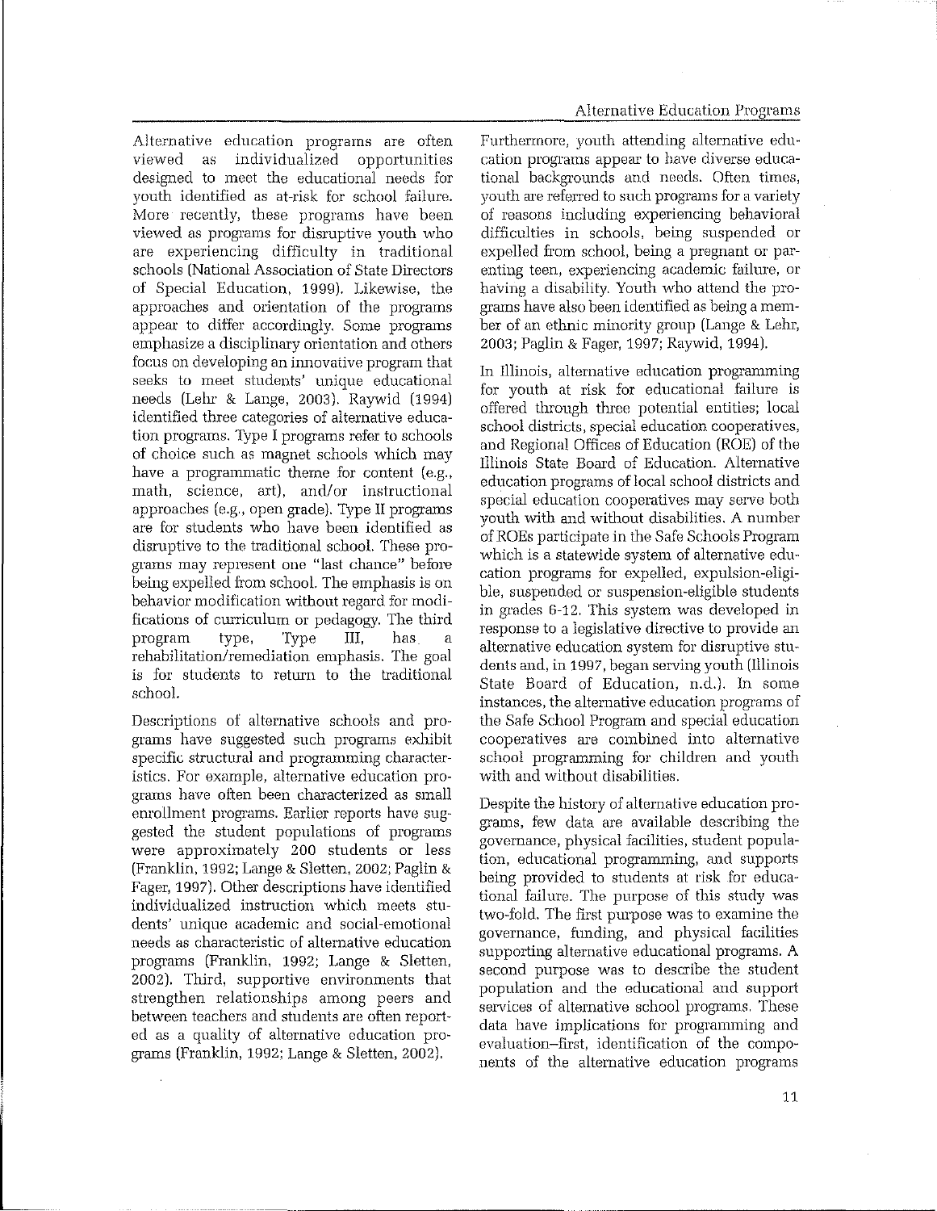Alternative education programs are often viewed as individualized opportunities designed to meet the educational needs for youth identified as at-risk for school failure. More recently, these programs have been viewed as programs for disruptive youth who are experiencing difficulty in traditional schools (National Association of State Directors of Special Education, 1999). Likewise, the approaches and orientation of the programs appear to differ accordingly. Some programs emphasize a disciplinary orientation and others focus on developing an innovative program that seeks to meet students' unique educational needs (Lehr & Lange, 2003). Raywid (1994) identified three categories of alternative education programs. Type I programs refer to schools of choice such as magnet schools which may have a programmatic theme for content (e.g., math, science, art), and/or instructional approaches (e.g., open grade). Type II programs are for students who have been identified as disruptive to the traditional school. These programs may represent one "last chance" before being expelled from school. The emphasis is on behavior modification without regard for modifications of curriculum or pedagogy. The third program type, Type III, has a rehabilitation/remediation emphasis. The goal is for students to return to the traditional school.

Descriptions of alternative schools and programs have suggested such programs exhibit specific structural and programming characteristics. For example, alternative education programs have often been characterized as small enrollment programs. Earlier reports have suggested the student populations of programs were approximately 200 students or less (Franklin, 1992; Lange & Sletten, 2002; Paglin & Fager, 1997). Other descriptions have identified individualized instruction which meets students' unique academic and social-emotional needs as characteristic of alternative education programs (Franklin, 1992; Lange & Sletten, 2002). Third, supportive environments that strengthen relationships among peers and between teachers and students are often reported as a quality of alternative education programs (Franklin, 1992; Lange & Sletten, 2002).

Furthermore, youth attending alternative education programs appear to have diverse educational backgrounds and needs. Often times, youth are referred to such programs for a variety of reasons including experiencing behavioral difficulties in schools, being suspended or expelled from school, being a pregnant or parenting teen, experiencing academic failure, or having a disability. Youth who attend the programs have also been identified as being a member of an ethnic minority group (Lange & Lehr, 2003; Paglin & Fager, 1997; Raywid, 1994).

In Illinois, alternative education programming for youth at risk for educational failure is offered through three potential entities; local school districts, special education cooperatives, and Regional Offices of Education (ROE) of the Illinois State Board of Education. Alternative education programs of local school districts and special education cooperatives may serve both youth with and without disabilities. A number of ROEs participate in the Safe Schools Program which is a statewide system of alternative education programs for expelled, expulsion-eligible, suspended or suspension-eligible students in grades 6-12. This system was developed in response to a legislative directive to provide an alternative education system for disruptive students and, in 1997, began serving youth (Illinois State Board of Education, n.d.). In some instances, the alternative education programs of the Safe School Program and special education cooperatives are combined into alternative school programming for children and youth with and without disabilities.

Despite the history of alternative education programs, few data are available describing the governance, physical facilities, student population, educational programming, and supports being provided to students at risk for educational failure. The purpose of this study was two-fold. The first purpose was to examine the governance, funding, and physical facilities supporting alternative educational programs. A second purpose was to describe the student population and the educational and support services of alternative school programs. These data have implications for programming and evaluation–first, identification of the components of the alternative education programs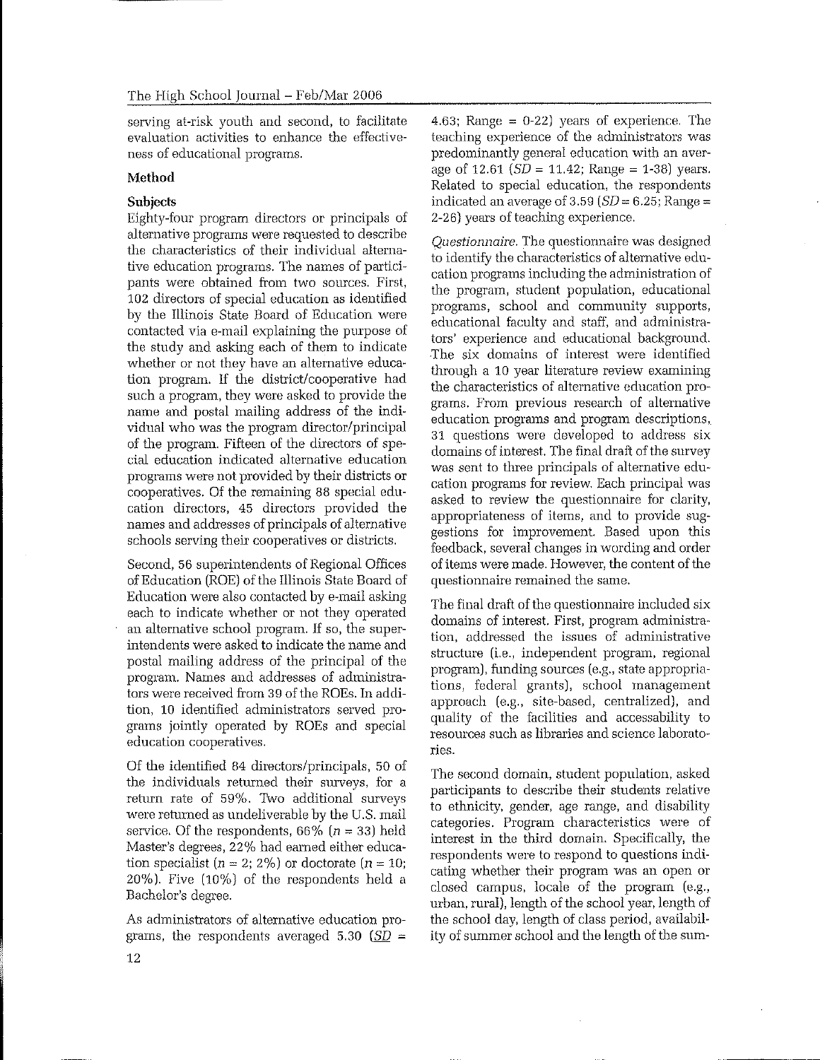serving at-risk youth and second, to facilitate evaluation activities to enhance the effectiveness of educational programs.

## Method

### Subjects

Eighty-four program directors or principals of alternative programs were requested to describe the characteristics of their individual alternative education programs. The names of participants were obtained from two sources. First, 102 directors of special education as identified by the Illinois State Board of Education were contacted via e-mail explaining the purpose of the study and asking each of them to indicate whether or not they have an alternative education program. If the district/cooperative had such a program, they were asked to provide the name and postal mailing address of the individual who was the program director/principal of the program. Fifteen of the directors of special education indicated alternative education programs were not provided by their districts or cooperatives. Of the remaining 88 special education directors, 45 directors provided the names and addresses of principals of alternative schools serving their cooperatives or districts.

Second, 56 superintendents of Regional Offices of Education (ROE) of the Illinois State Board of Education were also contacted by e-mail asking each to indicate whether or not they operated an alternative school program. If so, the superintendents were asked to indicate the name and postal mailing address of the principal of the program. Names and addresses of administrators were received from 39 of the ROEs. In addition, 10 identified administrators served programs jointly operated by ROEs and special education cooperatives.

Of the identified 84 directors/principals, 50 of the individuals returned their surveys, for a return rate of 59%. Two additional surveys were returned as undeliverable by the U.S. mail service. Of the respondents, 66% ($n = 33$) held Master's degrees, 22% had earned either education specialist ($n = 2$; 2%) or doctorate ($n = 10$; 20%). Five (10%) of the respondents held a Bachelor's degree.

As administrators of alternative education programs, the respondents averaged 5.30 ($SD$ = 4.63; Range = 0-22) years of experience. The teaching experience of the administrators was predominantly general education with an average of 12.61 ($SD$ = 11.42; Range = 1-38) years. Related to special education, the respondents indicated an average of 3.59 ($SD$ = 6.25; Range = 2-26) years of teaching experience.

*Questionnaire.* The questionnaire was designed to identify the characteristics of alternative education programs including the administration of the program, student population, educational programs, school and community supports, educational faculty and staff, and administrators' experience and educational background. The six domains of interest were identified through a 10 year literature review examining the characteristics of alternative education programs. From previous research of alternative education programs and program descriptions, 31 questions were developed to address six domains of interest. The final draft of the survey was sent to three principals of alternative education programs for review. Each principal was asked to review the questionnaire for clarity, appropriateness of items, and to provide suggestions for improvement. Based upon this feedback, several changes in wording and order of items were made. However, the content of the questionnaire remained the same.

The final draft of the questionnaire included six domains of interest. First, program administration, addressed the issues of administrative structure (i.e., independent program, regional program), funding sources (e.g., state appropriations, federal grants), school management approach (e.g., site-based, centralized), and quality of the facilities and accessability to resources such as libraries and science laboratories.

The second domain, student population, asked participants to describe their students relative to ethnicity, gender, age range, and disability categories. Program characteristics were of interest in the third domain. Specifically, the respondents were to respond to questions indicating whether their program was an open or closed campus, locale of the program (e.g., urban, rural), length of the school year, length of the school day, length of class period, availability of summer school and the length of the sum-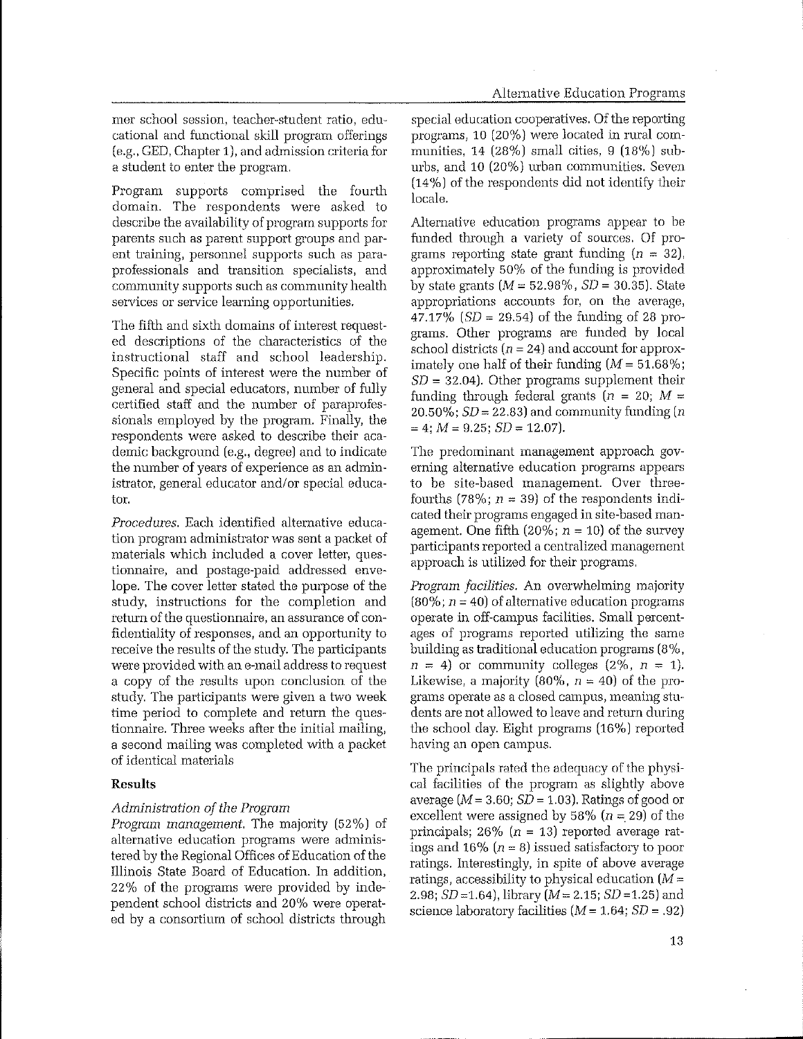mer school session, teacher-student ratio, educational and functional skill program offerings (e.g., GED, Chapter 1), and admission criteria for a student to enter the program.

Program supports comprised the fourth domain. The respondents were asked to describe the availability of program supports for parents such as parent support groups and parent training, personnel supports such as paraprofessionals and transition specialists, and community supports such as community health services or service learning opportunities.

The fifth and sixth domains of interest requested descriptions of the characteristics of the instructional staff and school leadership. Specific points of interest were the number of general and special educators, number of fully certified staff and the number of paraprofessionals employed by the program. Finally, the respondents were asked to describe their academic background (e.g., degree) and to indicate the number of years of experience as an administrator, general educator and/or special educator.

*Procedures.* Each identified alternative education program administrator was sent a packet of materials which included a cover letter, questionnaire, and postage-paid addressed envelope. The cover letter stated the purpose of the study, instructions for the completion and return of the questionnaire, an assurance of confidentiality of responses, and an opportunity to receive the results of the study. The participants were provided with an e-mail address to request a copy of the results upon conclusion of the study. The participants were given a two week time period to complete and return the questionnaire. Three weeks after the initial mailing, a second mailing was completed with a packet of identical materials

## Results

### *Administration of the Program*

*Program management.* The majority (52%) of alternative education programs were administered by the Regional Offices of Education of the Illinois State Board of Education. In addition, 22% of the programs were provided by independent school districts and 20% were operated by a consortium of school districts through special education cooperatives. Of the reporting programs, 10 (20%) were located in rural communities, 14 (28%) small cities, 9 (18%) suburbs, and 10 (20%) urban communities. Seven (14%) of the respondents did not identify their locale.

Alternative education programs appear to be funded through a variety of sources. Of programs reporting state grant funding ($n$ = 32), approximately 50% of the funding is provided by state grants ($M$ = 52.98%, $SD$ = 30.35). State appropriations accounts for, on the average, 47.17% ($SD$ = 29.54) of the funding of 28 programs. Other programs are funded by local school districts ($n$ = 24) and account for approximately one half of their funding ($M$ = 51.68%; $SD$ = 32.04). Other programs supplement their funding through federal grants ($n$ = 20; $M$ = 20.50%; $SD$ = 22.83) and community funding ($n$ = 4; $M$ = 9.25; $SD$ = 12.07).

The predominant management approach governing alternative education programs appears to be site-based management. Over three-fourths (78%; $n$ = 39) of the respondents indicated their programs engaged in site-based management. One fifth (20%; $n$ = 10) of the survey participants reported a centralized management approach is utilized for their programs.

*Program facilities.* An overwhelming majority (80%; $n$ = 40) of alternative education programs operate in off-campus facilities. Small percentages of programs reported utilizing the same building as traditional education programs (8%, $n$ = 4) or community colleges (2%, $n$ = 1). Likewise, a majority (80%, $n$ = 40) of the programs operate as a closed campus, meaning students are not allowed to leave and return during the school day. Eight programs (16%) reported having an open campus.

The principals rated the adequacy of the physical facilities of the program as slightly above average ($M$ = 3.60; $SD$ = 1.03). Ratings of good or excellent were assigned by 58% ($n$ = 29) of the principals; 26% ($n$ = 13) reported average ratings and 16% ($n$ = 8) issued satisfactory to poor ratings. Interestingly, in spite of above average ratings, accessibility to physical education ($M$ = 2.98; $SD$ =1.64), library ($M$ = 2.15; $SD$ =1.25) and science laboratory facilities ($M$ = 1.64; $SD$ = .92)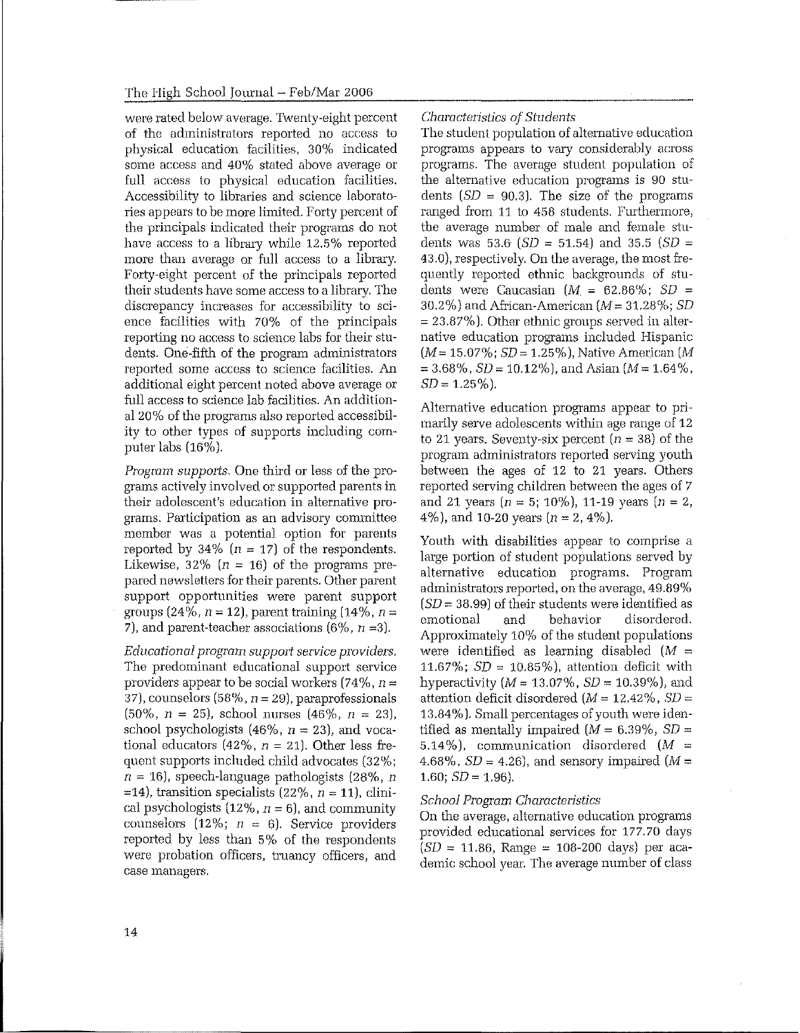were rated below average. Twenty-eight percent of the administrators reported no access to physical education facilities, 30% indicated some access and 40% stated above average or full access to physical education facilities. Accessibility to libraries and science laboratories appears to be more limited. Forty percent of the principals indicated their programs do not have access to a library while 12.5% reported more than average or full access to a library. Forty-eight percent of the principals reported their students have some access to a library. The discrepancy increases for accessibility to science facilities with 70% of the principals reporting no access to science labs for their students. One-fifth of the program administrators reported some access to science facilities. An additional eight percent noted above average or full access to science lab facilities. An additional 20% of the programs also reported accessibility to other types of supports including computer labs (16%).

*Program supports.* One third or less of the programs actively involved or supported parents in their adolescent's education in alternative programs. Participation as an advisory committee member was a potential option for parents reported by 34% ($n$ = 17) of the respondents. Likewise, 32% ($n$ = 16) of the programs prepared newsletters for their parents. Other parent support opportunities were parent support groups (24%, $n$ = 12), parent training (14%, $n$ = 7), and parent-teacher associations (6%, $n$ =3).

*Educational program support service providers.* The predominant educational support service providers appear to be social workers (74%, $n$ = 37), counselors (58%, $n$ = 29), paraprofessionals (50%, $n$ = 25), school nurses (46%, $n$ = 23), school psychologists (46%, $n$ = 23), and vocational educators (42%, $n$ = 21). Other less frequent supports included child advocates (32%; $n$ = 16), speech-language pathologists (28%, $n$ =14), transition specialists (22%, $n$ = 11), clinical psychologists (12%, $n$ = 6), and community counselors (12%; $n$ = 6). Service providers reported by less than 5% of the respondents were probation officers, truancy officers, and case managers.

*Characteristics of Students*

The student population of alternative education programs appears to vary considerably across programs. The average student population of the alternative education programs is 90 students ($SD$ = 90.3). The size of the programs ranged from 11 to 458 students. Furthermore, the average number of male and female students was 53.6 ($SD$ = 51.54) and 35.5 ($SD$ = 43.0), respectively. On the average, the most frequently reported ethnic backgrounds of students were Caucasian ($M$ = 62.86%; $SD$ = 30.2%) and African-American ($M$ = 31.28%; $SD$ = 23.87%). Other ethnic groups served in alternative education programs included Hispanic ($M$ = 15.07%; $SD$ = 1.25%), Native American ($M$ = 3.68%, $SD$ = 10.12%), and Asian ($M$ = 1.64%, $SD$ = 1.25%).

Alternative education programs appear to primarily serve adolescents within age range of 12 to 21 years. Seventy-six percent ($n$ = 38) of the program administrators reported serving youth between the ages of 12 to 21 years. Others reported serving children between the ages of 7 and 21 years ($n$ = 5; 10%), 11-19 years ($n$ = 2, 4%), and 10-20 years ($n$ = 2, 4%).

Youth with disabilities appear to comprise a large portion of student populations served by alternative education programs. Program administrators reported, on the average, 49.89% ($SD$ = 38.99) of their students were identified as emotional and behavior disordered. Approximately 10% of the student populations were identified as learning disabled ($M$ = 11.67%; $SD$ = 10.85%), attention deficit with hyperactivity ($M$ = 13.07%, $SD$ = 10.39%), and attention deficit disordered ($M$ = 12.42%, $SD$ = 13.84%). Small percentages of youth were identified as mentally impaired ($M$ = 6.39%, $SD$ = 5.14%), communication disordered ($M$ = 4.68%, $SD$ = 4.26), and sensory impaired ($M$ = 1.60; $SD$ = 1.96).

*School Program Characteristics*

On the average, alternative education programs provided educational services for 177.70 days ($SD$ = 11.86, Range = 108-200 days) per academic school year. The average number of class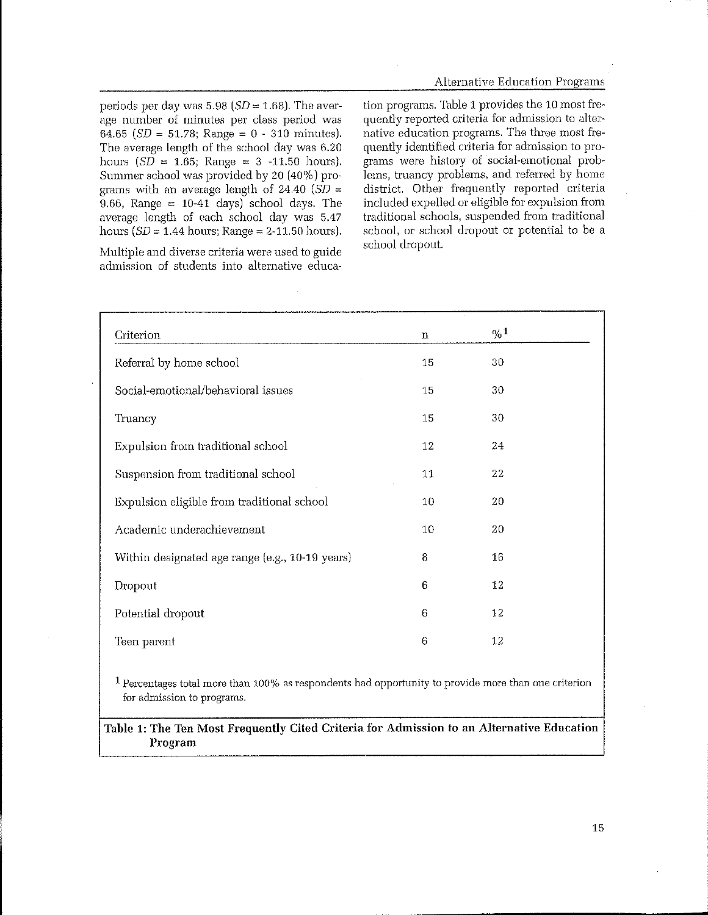periods per day was 5.98 (*SD* = 1.68). The average number of minutes per class period was 64.65 (*SD* = 51.78; Range = 0 - 310 minutes). The average length of the school day was 6.20 hours (*SD* = 1.65; Range = 3 -11.50 hours). Summer school was provided by 20 (40%) programs with an average length of 24.40 (*SD* = 9.66, Range = 10-41 days) school days. The average length of each school day was 5.47 hours (*SD* = 1.44 hours; Range = 2-11.50 hours).

Multiple and diverse criteria were used to guide admission of students into alternative education programs. Table 1 provides the 10 most frequently reported criteria for admission to alternative education programs. The three most frequently identified criteria for admission to programs were history of social-emotional problems, truancy problems, and referred by home district. Other frequently reported criteria included expelled or eligible for expulsion from traditional schools, suspended from traditional school, or school dropout or potential to be a school dropout.

| Criterion | n | %[1] |
|---|---|---|
| Referral by home school | 15 | 30 |
| Social-emotional/behavioral issues | 15 | 30 |
| Truancy | 15 | 30 |
| Expulsion from traditional school | 12 | 24 |
| Suspension from traditional school | 11 | 22 |
| Expulsion eligible from traditional school | 10 | 20 |
| Academic underachievement | 10 | 20 |
| Within designated age range (e.g., 10-19 years) | 8 | 16 |
| Dropout | 6 | 12 |
| Potential dropout | 6 | 12 |
| Teen parent | 6 | 12 |

[1] Percentages total more than 100% as respondents had opportunity to provide more than one criterion for admission to programs.

**Table 1: The Ten Most Frequently Cited Criteria for Admission to an Alternative Education Program**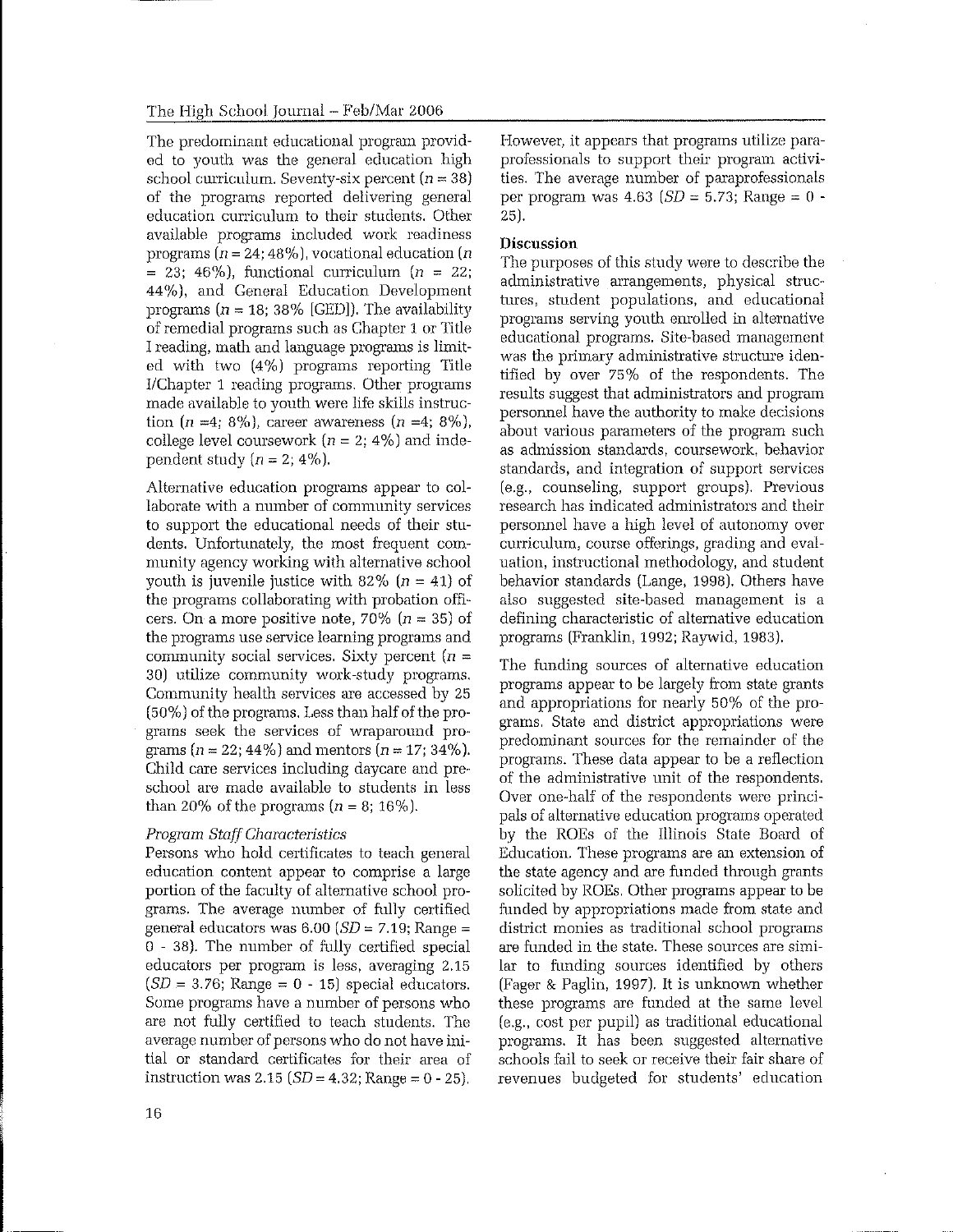The predominant educational program provided to youth was the general education high school curriculum. Seventy-six percent ($n = 38$) of the programs reported delivering general education curriculum to their students. Other available programs included work readiness programs ($n = 24$; 48%), vocational education ($n = 23$; 46%), functional curriculum ($n = 22$; 44%), and General Education Development programs ($n = 18$; 38% [GED]). The availability of remedial programs such as Chapter 1 or Title I reading, math and language programs is limited with two (4%) programs reporting Title I/Chapter 1 reading programs. Other programs made available to youth were life skills instruction ($n = 4$; 8%), career awareness ($n = 4$; 8%), college level coursework ($n = 2$; 4%) and independent study ($n = 2$; 4%).

Alternative education programs appear to collaborate with a number of community services to support the educational needs of their students. Unfortunately, the most frequent community agency working with alternative school youth is juvenile justice with 82% ($n = 41$) of the programs collaborating with probation officers. On a more positive note, 70% ($n = 35$) of the programs use service learning programs and community social services. Sixty percent ($n = 30$) utilize community work-study programs. Community health services are accessed by 25 (50%) of the programs. Less than half of the programs seek the services of wraparound programs ($n = 22$; 44%) and mentors ($n = 17$; 34%). Child care services including daycare and preschool are made available to students in less than 20% of the programs ($n = 8$; 16%).

### *Program Staff Characteristics*

Persons who hold certificates to teach general education content appear to comprise a large portion of the faculty of alternative school programs. The average number of fully certified general educators was 6.00 ($SD = 7.19$; Range = 0 - 38). The number of fully certified special educators per program is less, averaging 2.15 ($SD = 3.76$; Range = 0 - 15) special educators. Some programs have a number of persons who are not fully certified to teach students. The average number of persons who do not have initial or standard certificates for their area of instruction was 2.15 ($SD = 4.32$; Range = 0 - 25). However, it appears that programs utilize paraprofessionals to support their program activities. The average number of paraprofessionals per program was 4.63 ($SD = 5.73$; Range = 0 - 25).

## Discussion

The purposes of this study were to describe the administrative arrangements, physical structures, student populations, and educational programs serving youth enrolled in alternative educational programs. Site-based management was the primary administrative structure identified by over 75% of the respondents. The results suggest that administrators and program personnel have the authority to make decisions about various parameters of the program such as admission standards, coursework, behavior standards, and integration of support services (e.g., counseling, support groups). Previous research has indicated administrators and their personnel have a high level of autonomy over curriculum, course offerings, grading and evaluation, instructional methodology, and student behavior standards (Lange, 1998). Others have also suggested site-based management is a defining characteristic of alternative education programs (Franklin, 1992; Raywid, 1983).

The funding sources of alternative education programs appear to be largely from state grants and appropriations for nearly 50% of the programs. State and district appropriations were predominant sources for the remainder of the programs. These data appear to be a reflection of the administrative unit of the respondents. Over one-half of the respondents were principals of alternative education programs operated by the ROEs of the Illinois State Board of Education. These programs are an extension of the state agency and are funded through grants solicited by ROEs. Other programs appear to be funded by appropriations made from state and district monies as traditional school programs are funded in the state. These sources are similar to funding sources identified by others (Fager & Paglin, 1997). It is unknown whether these programs are funded at the same level (e.g., cost per pupil) as traditional educational programs. It has been suggested alternative schools fail to seek or receive their fair share of revenues budgeted for students' education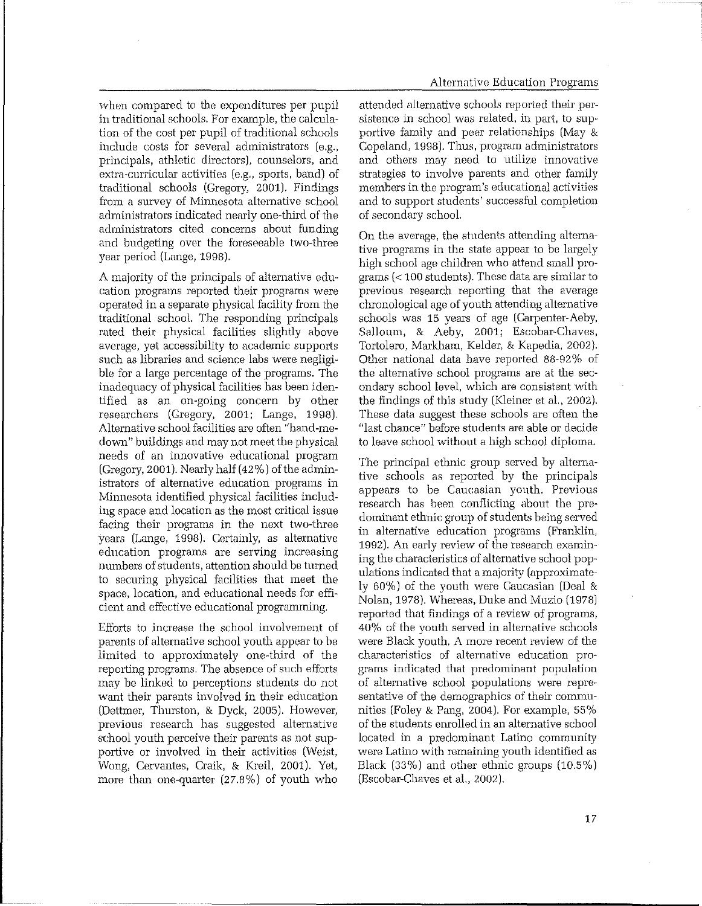when compared to the expenditures per pupil in traditional schools. For example, the calculation of the cost per pupil of traditional schools include costs for several administrators (e.g., principals, athletic directors), counselors, and extra-curricular activities (e.g., sports, band) of traditional schools (Gregory, 2001). Findings from a survey of Minnesota alternative school administrators indicated nearly one-third of the administrators cited concerns about funding and budgeting over the foreseeable two-three year period (Lange, 1998).

A majority of the principals of alternative education programs reported their programs were operated in a separate physical facility from the traditional school. The responding principals rated their physical facilities slightly above average, yet accessibility to academic supports such as libraries and science labs were negligible for a large percentage of the programs. The inadequacy of physical facilities has been identified as an on-going concern by other researchers (Gregory, 2001; Lange, 1998). Alternative school facilities are often "hand-me-down" buildings and may not meet the physical needs of an innovative educational program (Gregory, 2001). Nearly half (42%) of the administrators of alternative education programs in Minnesota identified physical facilities including space and location as the most critical issue facing their programs in the next two-three years (Lange, 1998). Certainly, as alternative education programs are serving increasing numbers of students, attention should be turned to securing physical facilities that meet the space, location, and educational needs for efficient and effective educational programming.

Efforts to increase the school involvement of parents of alternative school youth appear to be limited to approximately one-third of the reporting programs. The absence of such efforts may be linked to perceptions students do not want their parents involved in their education (Dettmer, Thurston, & Dyck, 2005). However, previous research has suggested alternative school youth perceive their parents as not supportive or involved in their activities (Weist, Wong, Cervantes, Craik, & Kreil, 2001). Yet, more than one-quarter (27.8%) of youth who attended alternative schools reported their persistence in school was related, in part, to supportive family and peer relationships (May & Copeland, 1998). Thus, program administrators and others may need to utilize innovative strategies to involve parents and other family members in the program's educational activities and to support students' successful completion of secondary school.

On the average, the students attending alternative programs in the state appear to be largely high school age children who attend small programs (< 100 students). These data are similar to previous research reporting that the average chronological age of youth attending alternative schools was 15 years of age (Carpenter-Aeby, Salloum, & Aeby, 2001; Escobar-Chaves, Tortolero, Markham, Kelder, & Kapedia, 2002). Other national data have reported 88-92% of the alternative school programs are at the secondary school level, which are consistent with the findings of this study (Kleiner et al., 2002). These data suggest these schools are often the "last chance" before students are able or decide to leave school without a high school diploma.

The principal ethnic group served by alternative schools as reported by the principals appears to be Caucasian youth. Previous research has been conflicting about the predominant ethnic group of students being served in alternative education programs (Franklin, 1992). An early review of the research examining the characteristics of alternative school populations indicated that a majority (approximately 60%) of the youth were Caucasian (Deal & Nolan, 1978). Whereas, Duke and Muzio (1978) reported that findings of a review of programs, 40% of the youth served in alternative schools were Black youth. A more recent review of the characteristics of alternative education programs indicated that predominant population of alternative school populations were representative of the demographics of their communities (Foley & Pang, 2004). For example, 55% of the students enrolled in an alternative school located in a predominant Latino community were Latino with remaining youth identified as Black (33%) and other ethnic groups (10.5%) (Escobar-Chaves et al., 2002).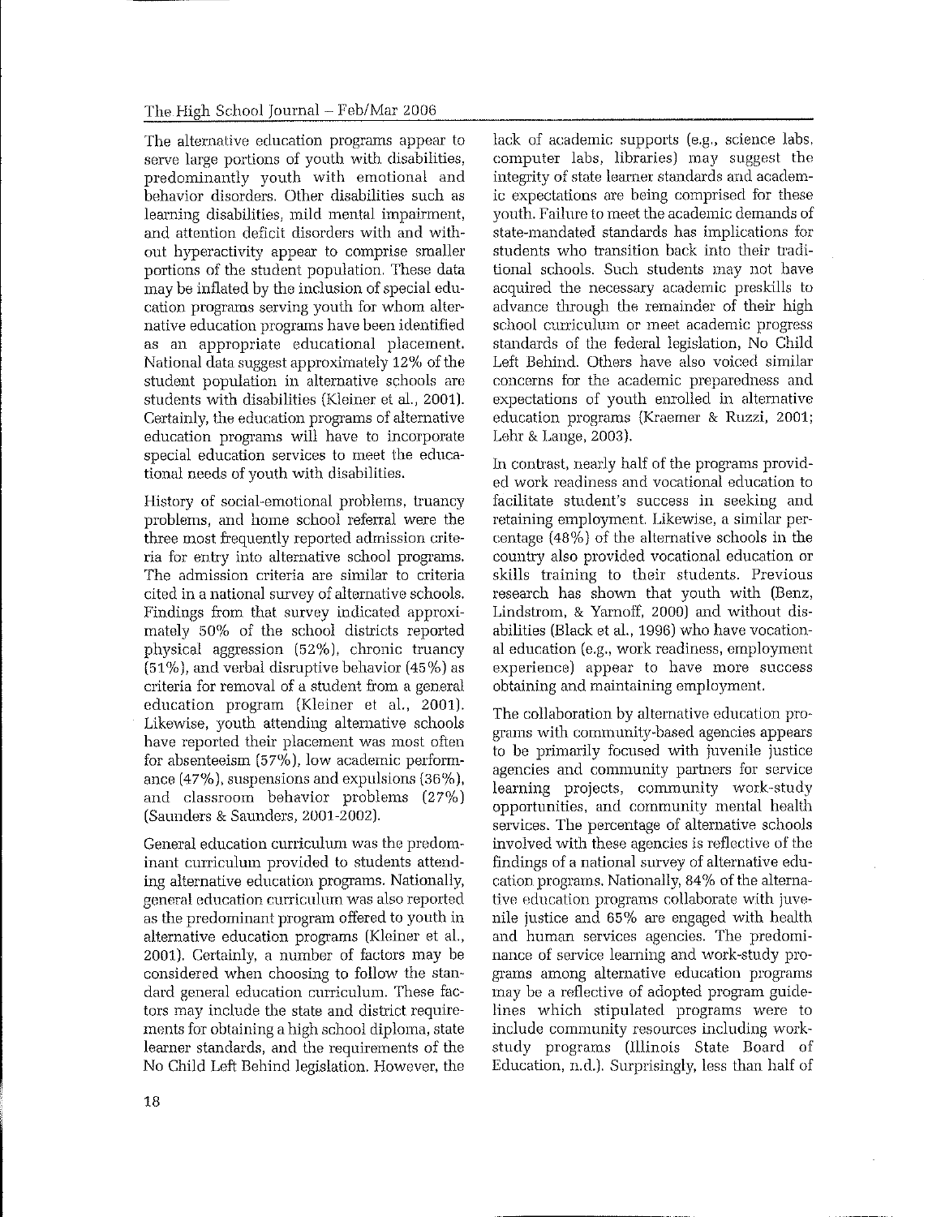The alternative education programs appear to serve large portions of youth with disabilities, predominantly youth with emotional and behavior disorders. Other disabilities such as learning disabilities, mild mental impairment, and attention deficit disorders with and without hyperactivity appear to comprise smaller portions of the student population. These data may be inflated by the inclusion of special education programs serving youth for whom alternative education programs have been identified as an appropriate educational placement. National data suggest approximately 12% of the student population in alternative schools are students with disabilities (Kleiner et al., 2001). Certainly, the education programs of alternative education programs will have to incorporate special education services to meet the educational needs of youth with disabilities.

History of social-emotional problems, truancy problems, and home school referral were the three most frequently reported admission criteria for entry into alternative school programs. The admission criteria are similar to criteria cited in a national survey of alternative schools. Findings from that survey indicated approximately 50% of the school districts reported physical aggression (52%), chronic truancy (51%), and verbal disruptive behavior (45%) as criteria for removal of a student from a general education program (Kleiner et al., 2001). Likewise, youth attending alternative schools have reported their placement was most often for absenteeism (57%), low academic performance (47%), suspensions and expulsions (36%), and classroom behavior problems (27%) (Saunders & Saunders, 2001-2002).

General education curriculum was the predominant curriculum provided to students attending alternative education programs. Nationally, general education curriculum was also reported as the predominant program offered to youth in alternative education programs (Kleiner et al., 2001). Certainly, a number of factors may be considered when choosing to follow the standard general education curriculum. These factors may include the state and district requirements for obtaining a high school diploma, state learner standards, and the requirements of the No Child Left Behind legislation. However, the lack of academic supports (e.g., science labs, computer labs, libraries) may suggest the integrity of state learner standards and academic expectations are being comprised for these youth. Failure to meet the academic demands of state-mandated standards has implications for students who transition back into their traditional schools. Such students may not have acquired the necessary academic preskills to advance through the remainder of their high school curriculum or meet academic progress standards of the federal legislation, No Child Left Behind. Others have also voiced similar concerns for the academic preparedness and expectations of youth enrolled in alternative education programs (Kraemer & Ruzzi, 2001; Lehr & Lange, 2003).

In contrast, nearly half of the programs provided work readiness and vocational education to facilitate student's success in seeking and retaining employment. Likewise, a similar percentage (48%) of the alternative schools in the country also provided vocational education or skills training to their students. Previous research has shown that youth with (Benz, Lindstrom, & Yarnoff, 2000) and without disabilities (Black et al., 1996) who have vocational education (e.g., work readiness, employment experience) appear to have more success obtaining and maintaining employment.

The collaboration by alternative education programs with community-based agencies appears to be primarily focused with juvenile justice agencies and community partners for service learning projects, community work-study opportunities, and community mental health services. The percentage of alternative schools involved with these agencies is reflective of the findings of a national survey of alternative education programs. Nationally, 84% of the alternative education programs collaborate with juvenile justice and 65% are engaged with health and human services agencies. The predominance of service learning and work-study programs among alternative education programs may be a reflective of adopted program guidelines which stipulated programs were to include community resources including work-study programs (Illinois State Board of Education, n.d.). Surprisingly, less than half of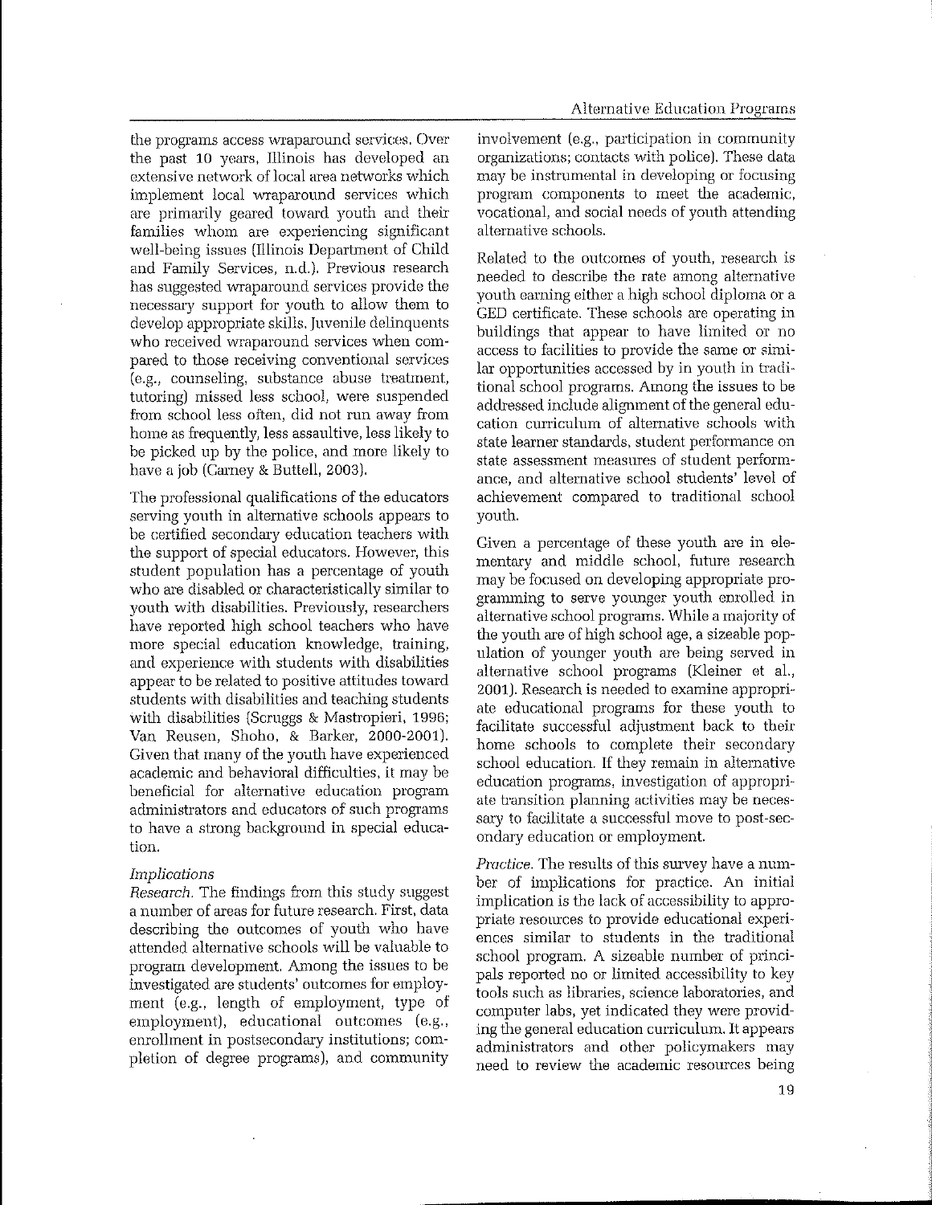the programs access wraparound services. Over the past 10 years, Illinois has developed an extensive network of local area networks which implement local wraparound services which are primarily geared toward youth and their families whom are experiencing significant well-being issues (Illinois Department of Child and Family Services, n.d.). Previous research has suggested wraparound services provide the necessary support for youth to allow them to develop appropriate skills. Juvenile delinquents who received wraparound services when compared to those receiving conventional services (e.g., counseling, substance abuse treatment, tutoring) missed less school, were suspended from school less often, did not run away from home as frequently, less assaultive, less likely to be picked up by the police, and more likely to have a job (Carney & Buttell, 2003).

The professional qualifications of the educators serving youth in alternative schools appears to be certified secondary education teachers with the support of special educators. However, this student population has a percentage of youth who are disabled or characteristically similar to youth with disabilities. Previously, researchers have reported high school teachers who have more special education knowledge, training, and experience with students with disabilities appear to be related to positive attitudes toward students with disabilities and teaching students with disabilities (Scruggs & Mastropieri, 1996; Van Reusen, Shoho, & Barker, 2000-2001). Given that many of the youth have experienced academic and behavioral difficulties, it may be beneficial for alternative education program administrators and educators of such programs to have a strong background in special education.

### *Implications*

*Research.* The findings from this study suggest a number of areas for future research. First, data describing the outcomes of youth who have attended alternative schools will be valuable to program development. Among the issues to be investigated are students' outcomes for employment (e.g., length of employment, type of employment), educational outcomes (e.g., enrollment in postsecondary institutions; completion of degree programs), and community involvement (e.g., participation in community organizations; contacts with police). These data may be instrumental in developing or focusing program components to meet the academic, vocational, and social needs of youth attending alternative schools.

Related to the outcomes of youth, research is needed to describe the rate among alternative youth earning either a high school diploma or a GED certificate. These schools are operating in buildings that appear to have limited or no access to facilities to provide the same or similar opportunities accessed by in youth in traditional school programs. Among the issues to be addressed include alignment of the general education curriculum of alternative schools with state learner standards, student performance on state assessment measures of student performance, and alternative school students' level of achievement compared to traditional school youth.

Given a percentage of these youth are in elementary and middle school, future research may be focused on developing appropriate programming to serve younger youth enrolled in alternative school programs. While a majority of the youth are of high school age, a sizeable population of younger youth are being served in alternative school programs (Kleiner et al., 2001). Research is needed to examine appropriate educational programs for these youth to facilitate successful adjustment back to their home schools to complete their secondary school education. If they remain in alternative education programs, investigation of appropriate transition planning activities may be necessary to facilitate a successful move to post-secondary education or employment.

*Practice.* The results of this survey have a number of implications for practice. An initial implication is the lack of accessibility to appropriate resources to provide educational experiences similar to students in the traditional school program. A sizeable number of principals reported no or limited accessibility to key tools such as libraries, science laboratories, and computer labs, yet indicated they were providing the general education curriculum. It appears administrators and other policymakers may need to review the academic resources being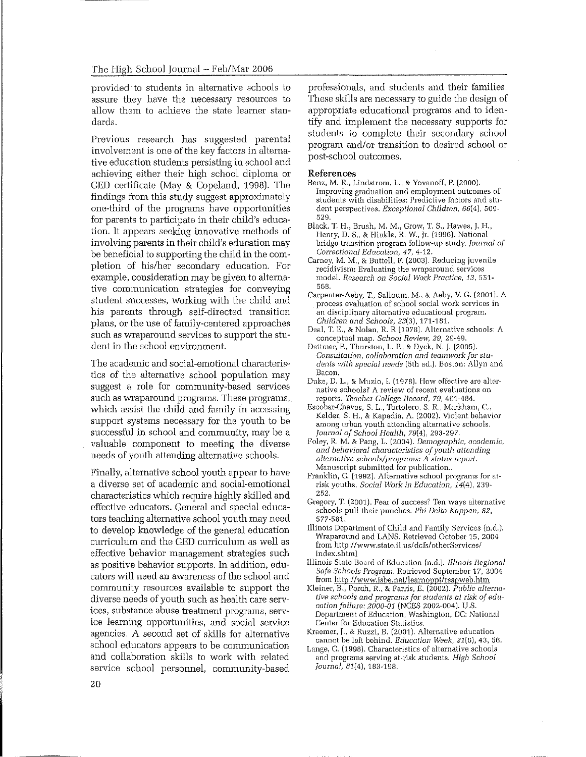provided to students in alternative schools to assure they have the necessary resources to allow them to achieve the state learner standards.

Previous research has suggested parental involvement is one of the key factors in alternative education students persisting in school and achieving either their high school diploma or GED certificate (May & Copeland, 1998). The findings from this study suggest approximately one-third of the programs have opportunities for parents to participate in their child's education. It appears seeking innovative methods of involving parents in their child's education may be beneficial to supporting the child in the completion of his/her secondary education. For example, consideration may be given to alternative communication strategies for conveying student successes, working with the child and his parents through self-directed transition plans, or the use of family-centered approaches such as wraparound services to support the student in the school environment.

The academic and social-emotional characteristics of the alternative school population may suggest a role for community-based services such as wraparound programs. These programs, which assist the child and family in accessing support systems necessary for the youth to be successful in school and community, may be a valuable component to meeting the diverse needs of youth attending alternative schools.

Finally, alternative school youth appear to have a diverse set of academic and social-emotional characteristics which require highly skilled and effective educators. General and special educators teaching alternative school youth may need to develop knowledge of the general education curriculum and the GED curriculum as well as effective behavior management strategies such as positive behavior supports. In addition, educators will need an awareness of the school and community resources available to support the diverse needs of youth such as health care services, substance abuse treatment programs, service learning opportunities, and social service agencies. A second set of skills for alternative school educators appears to be communication and collaboration skills to work with related service school personnel, community-based professionals, and students and their families. These skills are necessary to guide the design of appropriate educational programs and to identify and implement the necessary supports for students to complete their secondary school program and/or transition to desired school or post-school outcomes.

## References

Benz, M. R., Lindstrom, L., & Yovanoff, P. (2000). Improving graduation and employment outcomes of students with disabilities: Predictive factors and student perspectives. *Exceptional Children, 66*(4), 509-529.

Black, T. H., Brush, M. M., Grow, T. S., Hawes, J. H., Henry, D. S., & Hinkle, R. W., Jr. (1996). National bridge transition program follow-up study. *Journal of Correctional Education, 47*, 4-12.

Carney, M. M., & Buttell, F. (2003). Reducing juvenile recidivism: Evaluating the wraparound services model. *Research on Social Work Practice, 13*, 551-568.

Carpenter-Aeby, T., Salloum, M., & Aeby, V. G. (2001). A process evaluation of school social work services in an disciplinary alternative educational program. *Children and Schools, 23*(3), 171-181.

Deal, T. E., & Nolan, R. R (1978). Alternative schools: A conceptual map. *School Review, 29*, 29-49.

Dettmer, P., Thurston, L. P., & Dyck, N. J. (2005). *Consultation, collaboration and teamwork for students with special needs* (5th ed.). Boston: Allyn and Bacon.

Duke, D. L., & Muzio, I. (1978). How effective are alternative schools? A review of recent evaluations on reports. *Teacher College Record, 79*, 461-484.

Escobar-Chaves, S. L., Tortolero, S. R., Markham, C., Kelder, S. H., & Kapadia, A. (2002). Violent behavior among urban youth attending alternative schools. *Journal of School Health, 79*(4), 293-297.

Foley, R. M. & Pang, L. (2004). *Demographic, academic, and behavioral characteristics of youth attending alternative schools/programs: A status report.* Manuscript submitted for publication..

Franklin, C. (1992). Alternative school programs for at-risk youths. *Social Work in Education, 14*(4), 239-252.

Gregory, T. (2001). Fear of success? Ten ways alternative schools pull their punches. *Phi Delta Kappan, 82*, 577-581.

Illinois Department of Child and Family Services (n.d.). Wraparound and LANS. Retrieved October 15, 2004 from http://www.state.il.us/dcfs/otherServices/index.shtml

Illinois State Board of Education (n.d.). *Illinois Regional Safe Schools Program*. Retrieved September 17, 2004 from http://www.isbe.net/learnoppt/rsspweb.htm

Kleiner, B., Porch, R., & Farris, E. (2002). *Public alternative schools and programs for students at risk of education failure: 2000-01* (NCES 2002-004). U.S. Department of Education, Washington, DC: National Center for Education Statistics.

Kraemer, J., & Ruzzi, B. (2001). Alternative education cannot be left behind. *Education Week, 21*(6), 43, 56.

Lange, C. (1998). Characteristics of alternative schools and programs serving at-risk students. *High School Journal, 81*(4), 183-198.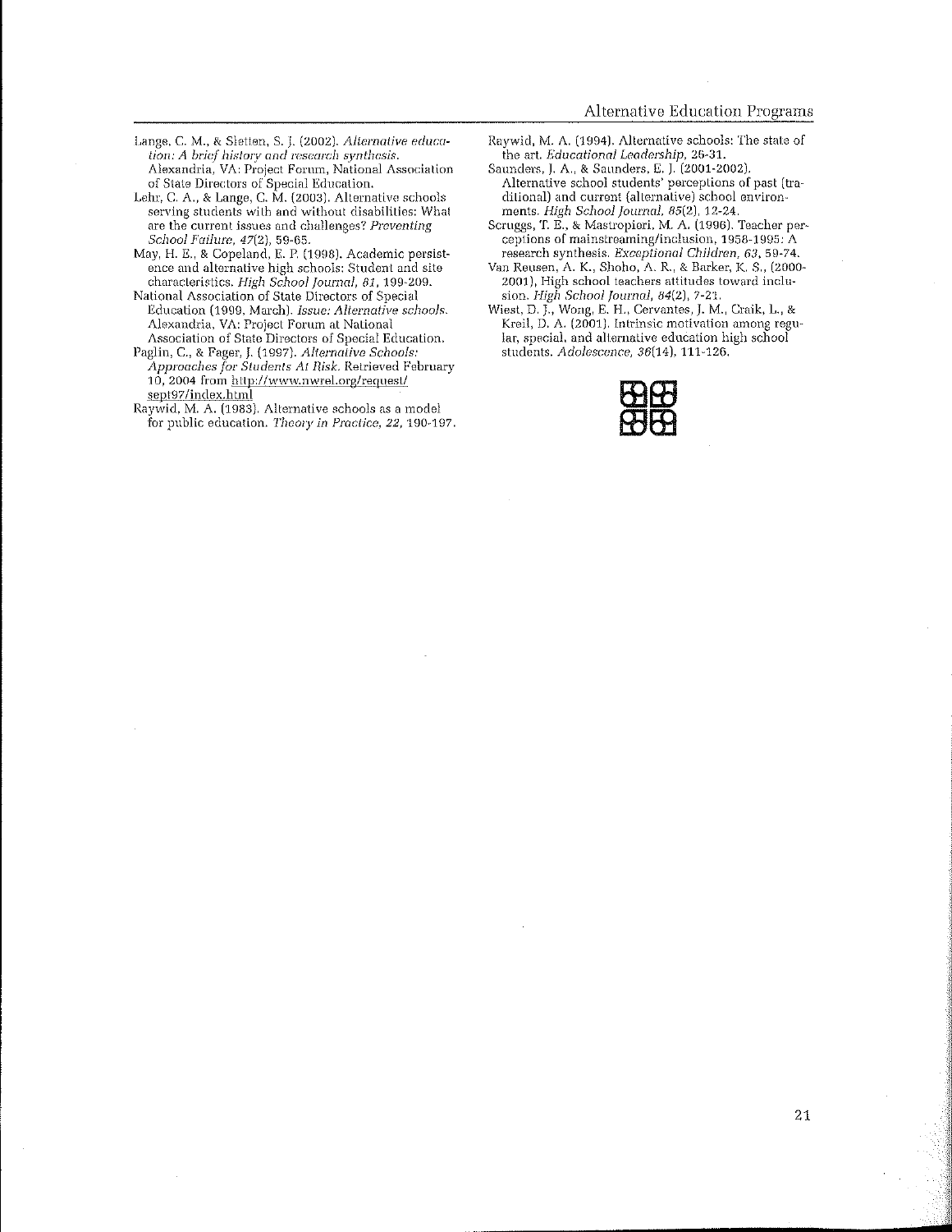Lange, C. M., & Sletten, S. J. (2002). *Alternative education: A brief history and research synthesis.* Alexandria, VA: Project Forum, National Association of State Directors of Special Education.

Lehr, C. A., & Lange, C. M. (2003). Alternative schools serving students with and without disabilities: What are the current issues and challenges? *Preventing School Failure, 47*(2), 59-65.

May, H. E., & Copeland, E. P. (1998). Academic persistence and alternative high schools: Student and site characteristics. *High School Journal, 81*, 199-209.

National Association of State Directors of Special Education (1999, March). *Issue: Alternative schools.* Alexandria, VA: Project Forum at National Association of State Directors of Special Education.

Paglin, C., & Fager, J. (1997). *Alternative Schools: Approaches for Students At Risk.* Retrieved February 10, 2004 from http://www.nwrel.org/request/sept97/index.html

Raywid, M. A. (1983). Alternative schools as a model for public education. *Theory in Practice, 22*, 190-197.

Raywid, M. A. (1994). Alternative schools: The state of the art. *Educational Leadership*, 26-31.

Saunders, J. A., & Saunders, E. J. (2001-2002). Alternative school students' perceptions of past (traditional) and current (alternative) school environments. *High School Journal, 85*(2), 12-24.

Scruggs, T. E., & Mastropieri, M. A. (1996). Teacher perceptions of mainstreaming/inclusion, 1958-1995: A research synthesis. *Exceptional Children, 63*, 59-74.

Van Reusen, A. K., Shoho, A. R., & Barker, K. S., (2000-2001), High school teachers attitudes toward inclusion. *High School Journal, 84*(2), 7-21.

Wiest, D. J., Wong, E. H., Cervantes, J. M., Craik, L., & Kreil, D. A. (2001). Intrinsic motivation among regular, special, and alternative education high school students. *Adolescence, 36*(14), 111-126.